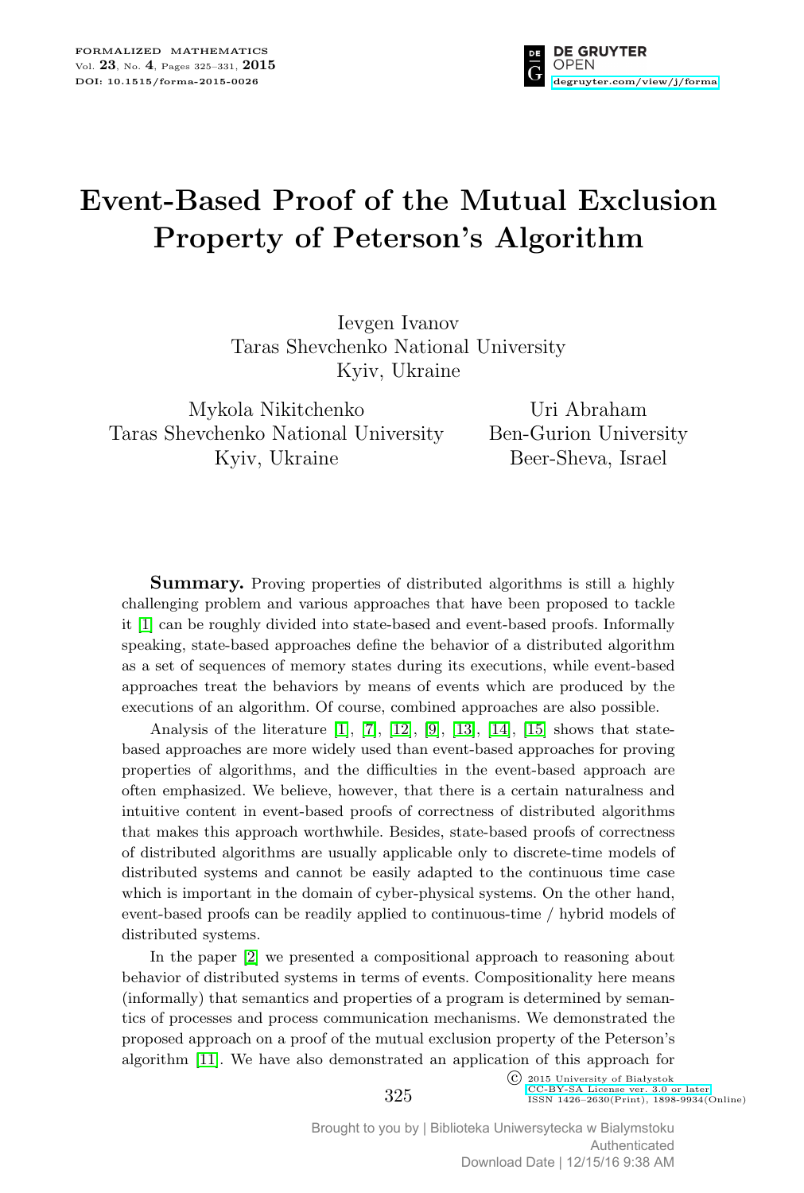# Event-Based Proof of the Mutual Exclusion Property of Peterson's Algorithm

Ievgen Ivanov
Taras Shevchenko National University
Kyiv, Ukraine

Mykola Nikitchenko
Taras Shevchenko National University
Kyiv, Ukraine

Uri Abraham
Ben-Gurion University
Beer-Sheva, Israel

**Summary.** Proving properties of distributed algorithms is still a highly challenging problem and various approaches that have been proposed to tackle it [1] can be roughly divided into state-based and event-based proofs. Informally speaking, state-based approaches define the behavior of a distributed algorithm as a set of sequences of memory states during its executions, while event-based approaches treat the behaviors by means of events which are produced by the executions of an algorithm. Of course, combined approaches are also possible.

Analysis of the literature [1], [7], [12], [9], [13], [14], [15] shows that state-based approaches are more widely used than event-based approaches for proving properties of algorithms, and the difficulties in the event-based approach are often emphasized. We believe, however, that there is a certain naturalness and intuitive content in event-based proofs of correctness of distributed algorithms that makes this approach worthwhile. Besides, state-based proofs of correctness of distributed algorithms are usually applicable only to discrete-time models of distributed systems and cannot be easily adapted to the continuous time case which is important in the domain of cyber-physical systems. On the other hand, event-based proofs can be readily applied to continuous-time / hybrid models of distributed systems.

In the paper [2] we presented a compositional approach to reasoning about behavior of distributed systems in terms of events. Compositionality here means (informally) that semantics and properties of a program is determined by semantics of processes and process communication mechanisms. We demonstrated the proposed approach on a proof of the mutual exclusion property of the Peterson's algorithm [11]. We have also demonstrated an application of this approach for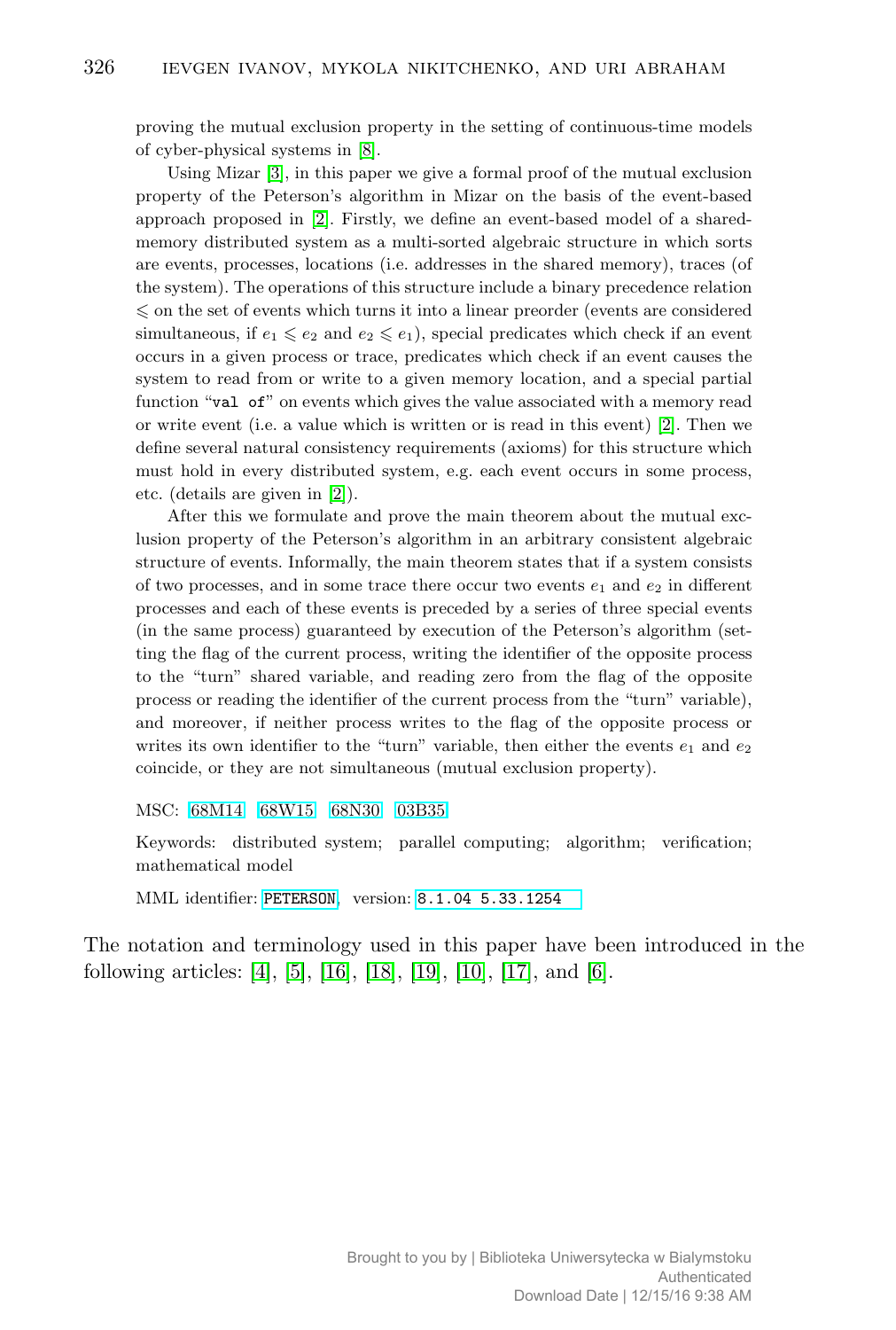proving the mutual exclusion property in the setting of continuous-time models of cyber-physical systems in [8].

Using Mizar [3], in this paper we give a formal proof of the mutual exclusion property of the Peterson's algorithm in Mizar on the basis of the event-based approach proposed in [2]. Firstly, we define an event-based model of a shared-memory distributed system as a multi-sorted algebraic structure in which sorts are events, processes, locations (i.e. addresses in the shared memory), traces (of the system). The operations of this structure include a binary precedence relation $\leqslant$ on the set of events which turns it into a linear preorder (events are considered simultaneous, if $e_1 \leqslant e_2$ and $e_2 \leqslant e_1$), special predicates which check if an event occurs in a given process or trace, predicates which check if an event causes the system to read from or write to a given memory location, and a special partial function "`val of`" on events which gives the value associated with a memory read or write event (i.e. a value which is written or is read in this event) [2]. Then we define several natural consistency requirements (axioms) for this structure which must hold in every distributed system, e.g. each event occurs in some process, etc. (details are given in [2]).

After this we formulate and prove the main theorem about the mutual exclusion property of the Peterson's algorithm in an arbitrary consistent algebraic structure of events. Informally, the main theorem states that if a system consists of two processes, and in some trace there occur two events $e_1$ and $e_2$ in different processes and each of these events is preceded by a series of three special events (in the same process) guaranteed by execution of the Peterson's algorithm (setting the flag of the current process, writing the identifier of the opposite process to the "turn" shared variable, and reading zero from the flag of the opposite process or reading the identifier of the current process from the "turn" variable), and moreover, if neither process writes to the flag of the opposite process or writes its own identifier to the "turn" variable, then either the events $e_1$ and $e_2$ coincide, or they are not simultaneous (mutual exclusion property).

MSC: 68M14 68W15 68N30 03B35

Keywords: distributed system; parallel computing; algorithm; verification; mathematical model

MML identifier: PETERSON, version: 8.1.04 5.33.1254

The notation and terminology used in this paper have been introduced in the following articles: [4], [5], [16], [18], [19], [10], [17], and [6].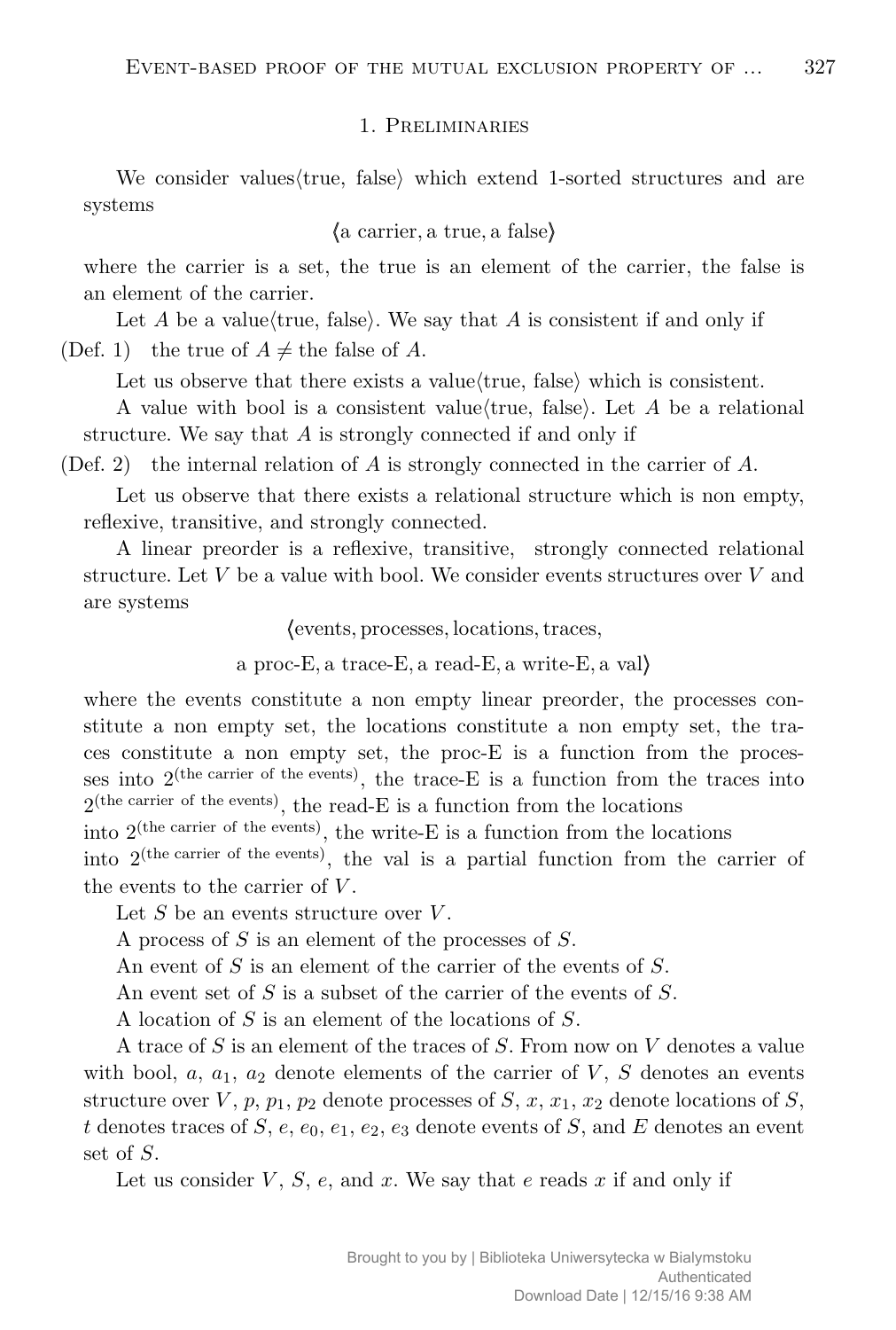## 1. Preliminaries

We consider values⟨true, false⟩ which extend 1-sorted structures and are systems

$$\langle \text{a carrier}, \text{a true}, \text{a false} \rangle$$

where the carrier is a set, the true is an element of the carrier, the false is an element of the carrier.

Let $A$ be a value⟨true, false⟩. We say that $A$ is consistent if and only if

(Def. 1) the true of $A \neq$ the false of $A$.

Let us observe that there exists a value⟨true, false⟩ which is consistent.

A value with bool is a consistent value⟨true, false⟩. Let $A$ be a relational structure. We say that $A$ is strongly connected if and only if

(Def. 2) the internal relation of $A$ is strongly connected in the carrier of $A$.

Let us observe that there exists a relational structure which is non empty, reflexive, transitive, and strongly connected.

A linear preorder is a reflexive, transitive, strongly connected relational structure. Let $V$ be a value with bool. We consider events structures over $V$ and are systems

$$\langle \text{events}, \text{processes}, \text{locations}, \text{traces},$$
$$\text{a proc-E}, \text{a trace-E}, \text{a read-E}, \text{a write-E}, \text{a val} \rangle$$

where the events constitute a non empty linear preorder, the processes constitute a non empty set, the locations constitute a non empty set, the traces constitute a non empty set, the proc-E is a function from the processes into $2^{(\text{the carrier of the events})}$, the trace-E is a function from the traces into $2^{(\text{the carrier of the events})}$, the read-E is a function from the locations into $2^{(\text{the carrier of the events})}$, the write-E is a function from the locations into $2^{(\text{the carrier of the events})}$, the val is a partial function from the carrier of the events to the carrier of $V$.

Let $S$ be an events structure over $V$.

A process of $S$ is an element of the processes of $S$.

An event of $S$ is an element of the carrier of the events of $S$.

An event set of $S$ is a subset of the carrier of the events of $S$.

A location of $S$ is an element of the locations of $S$.

A trace of $S$ is an element of the traces of $S$. From now on $V$ denotes a value with bool, $a$, $a_1$, $a_2$ denote elements of the carrier of $V$, $S$ denotes an events structure over $V$, $p$, $p_1$, $p_2$ denote processes of $S$, $x$, $x_1$, $x_2$ denote locations of $S$, $t$ denotes traces of $S$, $e$, $e_0$, $e_1$, $e_2$, $e_3$ denote events of $S$, and $E$ denotes an event set of $S$.

Let us consider $V$, $S$, $e$, and $x$. We say that $e$ reads $x$ if and only if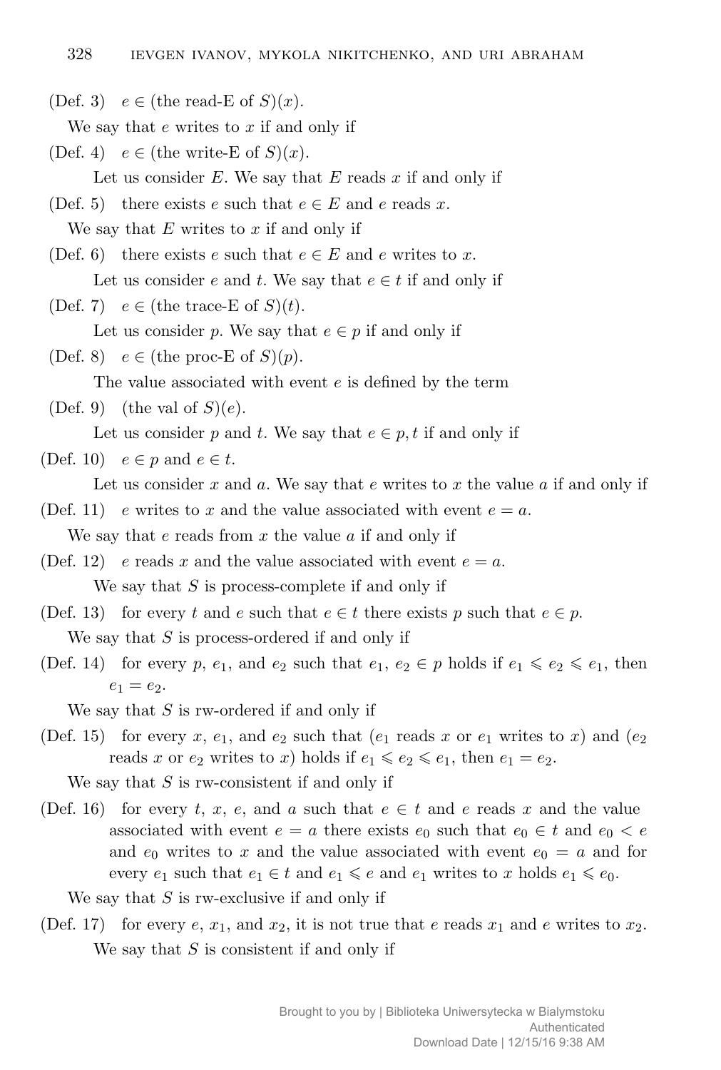(Def. 3) $e \in$ (the read-E of $S$)($x$).

We say that $e$ writes to $x$ if and only if

(Def. 4) $e \in$ (the write-E of $S$)($x$).

Let us consider $E$. We say that $E$ reads $x$ if and only if

(Def. 5) there exists $e$ such that $e \in E$ and $e$ reads $x$.

We say that $E$ writes to $x$ if and only if

(Def. 6) there exists $e$ such that $e \in E$ and $e$ writes to $x$.

Let us consider $e$ and $t$. We say that $e \in t$ if and only if

(Def. 7) $e \in$ (the trace-E of $S$)($t$).

Let us consider $p$. We say that $e \in p$ if and only if

(Def. 8) $e \in$ (the proc-E of $S$)($p$).

The value associated with event $e$ is defined by the term

(Def. 9) (the val of $S$)($e$).

Let us consider $p$ and $t$. We say that $e \in p, t$ if and only if

(Def. 10) $e \in p$ and $e \in t$.

Let us consider $x$ and $a$. We say that $e$ writes to $x$ the value $a$ if and only if

(Def. 11) $e$ writes to $x$ and the value associated with event $e = a$.

We say that $e$ reads from $x$ the value $a$ if and only if

(Def. 12) $e$ reads $x$ and the value associated with event $e = a$.

We say that $S$ is process-complete if and only if

(Def. 13) for every $t$ and $e$ such that $e \in t$ there exists $p$ such that $e \in p$.

We say that $S$ is process-ordered if and only if

(Def. 14) for every $p$, $e_1$, and $e_2$ such that $e_1, e_2 \in p$ holds if $e_1 \leqslant e_2 \leqslant e_1$, then $e_1 = e_2$.

We say that $S$ is rw-ordered if and only if

(Def. 15) for every $x$, $e_1$, and $e_2$ such that ($e_1$ reads $x$ or $e_1$ writes to $x$) and ($e_2$ reads $x$ or $e_2$ writes to $x$) holds if $e_1 \leqslant e_2 \leqslant e_1$, then $e_1 = e_2$.

We say that $S$ is rw-consistent if and only if

(Def. 16) for every $t$, $x$, $e$, and $a$ such that $e \in t$ and $e$ reads $x$ and the value associated with event $e = a$ there exists $e_0$ such that $e_0 \in t$ and $e_0 < e$ and $e_0$ writes to $x$ and the value associated with event $e_0 = a$ and for every $e_1$ such that $e_1 \in t$ and $e_1 \leqslant e$ and $e_1$ writes to $x$ holds $e_1 \leqslant e_0$.

We say that $S$ is rw-exclusive if and only if

(Def. 17) for every $e$, $x_1$, and $x_2$, it is not true that $e$ reads $x_1$ and $e$ writes to $x_2$.

We say that $S$ is consistent if and only if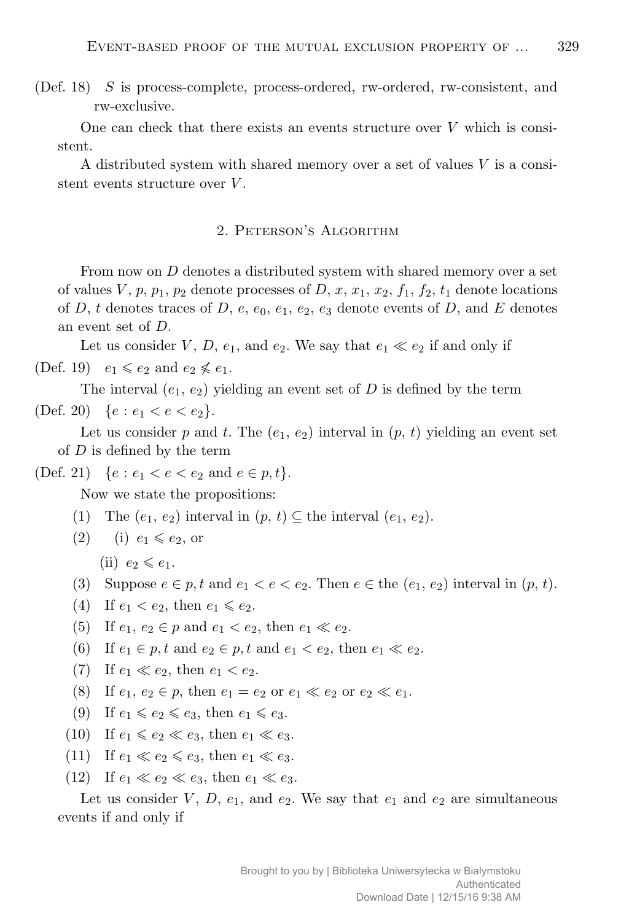(Def. 18) $S$ is process-complete, process-ordered, rw-ordered, rw-consistent, and rw-exclusive.

One can check that there exists an events structure over $V$ which is consistent.

A distributed system with shared memory over a set of values $V$ is a consistent events structure over $V$.

## 2. Peterson's Algorithm

From now on $D$ denotes a distributed system with shared memory over a set of values $V$, $p$, $p_1$, $p_2$ denote processes of $D$, $x$, $x_1$, $x_2$, $f_1$, $f_2$, $t_1$ denote locations of $D$, $t$ denotes traces of $D$, $e$, $e_0$, $e_1$, $e_2$, $e_3$ denote events of $D$, and $E$ denotes an event set of $D$.

Let us consider $V$, $D$, $e_1$, and $e_2$. We say that $e_1 \ll e_2$ if and only if

(Def. 19) $e_1 \leqslant e_2$ and $e_2 \nleqslant e_1$.

The interval $(e_1, e_2)$ yielding an event set of $D$ is defined by the term

(Def. 20) $\{e : e_1 < e < e_2\}$.

Let us consider $p$ and $t$. The $(e_1, e_2)$ interval in $(p, t)$ yielding an event set of $D$ is defined by the term

(Def. 21) $\{e : e_1 < e < e_2 \text{ and } e \in p, t\}$.

Now we state the propositions:

(1) The $(e_1, e_2)$ interval in $(p, t) \subseteq$ the interval $(e_1, e_2)$.

(2) (i) $e_1 \leqslant e_2$, or

(ii) $e_2 \leqslant e_1$.

(3) Suppose $e \in p, t$ and $e_1 < e < e_2$. Then $e \in$ the $(e_1, e_2)$ interval in $(p, t)$.

(4) If $e_1 < e_2$, then $e_1 \leqslant e_2$.

(5) If $e_1, e_2 \in p$ and $e_1 < e_2$, then $e_1 \ll e_2$.

(6) If $e_1 \in p, t$ and $e_2 \in p, t$ and $e_1 < e_2$, then $e_1 \ll e_2$.

(7) If $e_1 \ll e_2$, then $e_1 < e_2$.

(8) If $e_1, e_2 \in p$, then $e_1 = e_2$ or $e_1 \ll e_2$ or $e_2 \ll e_1$.

(9) If $e_1 \leqslant e_2 \leqslant e_3$, then $e_1 \leqslant e_3$.

(10) If $e_1 \leqslant e_2 \ll e_3$, then $e_1 \ll e_3$.

(11) If $e_1 \ll e_2 \leqslant e_3$, then $e_1 \ll e_3$.

(12) If $e_1 \ll e_2 \ll e_3$, then $e_1 \ll e_3$.

Let us consider $V$, $D$, $e_1$, and $e_2$. We say that $e_1$ and $e_2$ are simultaneous events if and only if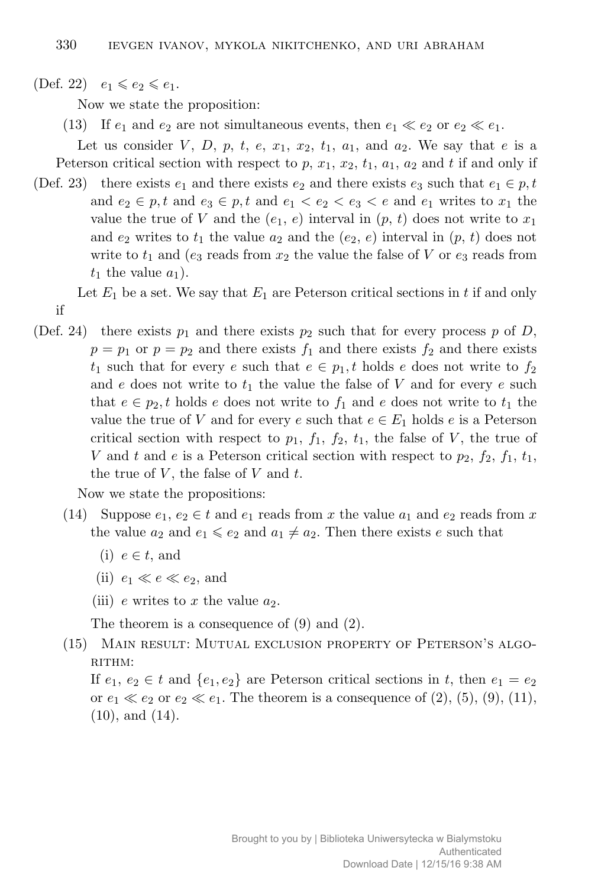(Def. 22) $e_1 \leqslant e_2 \leqslant e_1$.

Now we state the proposition:

(13) If $e_1$ and $e_2$ are not simultaneous events, then $e_1 \ll e_2$ or $e_2 \ll e_1$.

Let us consider $V$, $D$, $p$, $t$, $e$, $x_1$, $x_2$, $t_1$, $a_1$, and $a_2$. We say that $e$ is a Peterson critical section with respect to $p$, $x_1$, $x_2$, $t_1$, $a_1$, $a_2$ and $t$ if and only if

(Def. 23) there exists $e_1$ and there exists $e_2$ and there exists $e_3$ such that $e_1 \in p, t$ and $e_2 \in p, t$ and $e_3 \in p, t$ and $e_1 < e_2 < e_3 < e$ and $e_1$ writes to $x_1$ the value the true of $V$ and the $(e_1, e)$ interval in $(p, t)$ does not write to $x_1$ and $e_2$ writes to $t_1$ the value $a_2$ and the $(e_2, e)$ interval in $(p, t)$ does not write to $t_1$ and ($e_3$ reads from $x_2$ the value the false of $V$ or $e_3$ reads from $t_1$ the value $a_1$).

Let $E_1$ be a set. We say that $E_1$ are Peterson critical sections in $t$ if and only if

(Def. 24) there exists $p_1$ and there exists $p_2$ such that for every process $p$ of $D$, $p = p_1$ or $p = p_2$ and there exists $f_1$ and there exists $f_2$ and there exists $t_1$ such that for every $e$ such that $e \in p_1, t$ holds $e$ does not write to $f_2$ and $e$ does not write to $t_1$ the value the false of $V$ and for every $e$ such that $e \in p_2, t$ holds $e$ does not write to $f_1$ and $e$ does not write to $t_1$ the value the true of $V$ and for every $e$ such that $e \in E_1$ holds $e$ is a Peterson critical section with respect to $p_1$, $f_1$, $f_2$, $t_1$, the false of $V$, the true of $V$ and $t$ and $e$ is a Peterson critical section with respect to $p_2$, $f_2$, $f_1$, $t_1$, the true of $V$, the false of $V$ and $t$.

Now we state the propositions:

(14) Suppose $e_1, e_2 \in t$ and $e_1$ reads from $x$ the value $a_1$ and $e_2$ reads from $x$ the value $a_2$ and $e_1 \leqslant e_2$ and $a_1 \neq a_2$. Then there exists $e$ such that

(i) $e \in t$, and

(ii) $e_1 \ll e \ll e_2$, and

(iii) $e$ writes to $x$ the value $a_2$.

The theorem is a consequence of (9) and (2).

(15) Main result: Mutual exclusion property of Peterson's algorithm:
If $e_1, e_2 \in t$ and $\{e_1, e_2\}$ are Peterson critical sections in $t$, then $e_1 = e_2$ or $e_1 \ll e_2$ or $e_2 \ll e_1$. The theorem is a consequence of (2), (5), (9), (11), (10), and (14).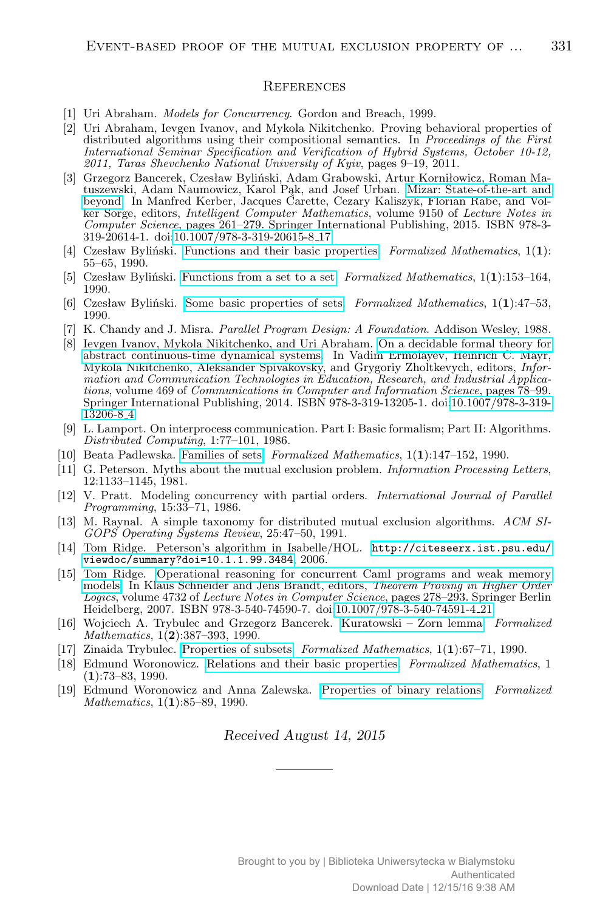## References

[1] Uri Abraham. *Models for Concurrency*. Gordon and Breach, 1999.

[2] Uri Abraham, Ievgen Ivanov, and Mykola Nikitchenko. Proving behavioral properties of distributed algorithms using their compositional semantics. In *Proceedings of the First International Seminar Specification and Verification of Hybrid Systems, October 10-12, 2011, Taras Shevchenko National University of Kyiv*, pages 9–19, 2011.

[3] Grzegorz Bancerek, Czesław Byliński, Adam Grabowski, Artur Korniłowicz, Roman Matuszewski, Adam Naumowicz, Karol Pąk, and Josef Urban. Mizar: State-of-the-art and beyond. In Manfred Kerber, Jacques Carette, Cezary Kaliszyk, Florian Rabe, and Volker Sorge, editors, *Intelligent Computer Mathematics*, volume 9150 of *Lecture Notes in Computer Science*, pages 261–279. Springer International Publishing, 2015. ISBN 978-3-319-20614-1. doi:10.1007/978-3-319-20615-8_17.

[4] Czesław Byliński. Functions and their basic properties. *Formalized Mathematics*, 1(**1**): 55–65, 1990.

[5] Czesław Byliński. Functions from a set to a set. *Formalized Mathematics*, 1(**1**):153–164, 1990.

[6] Czesław Byliński. Some basic properties of sets. *Formalized Mathematics*, 1(**1**):47–53, 1990.

[7] K. Chandy and J. Misra. *Parallel Program Design: A Foundation*. Addison Wesley, 1988.

[8] Ievgen Ivanov, Mykola Nikitchenko, and Uri Abraham. On a decidable formal theory for abstract continuous-time dynamical systems. In Vadim Ermolayev, Heinrich C. Mayr, Mykola Nikitchenko, Aleksander Spivakovsky, and Grygoriy Zholtkevych, editors, *Information and Communication Technologies in Education, Research, and Industrial Applications*, volume 469 of *Communications in Computer and Information Science*, pages 78–99. Springer International Publishing, 2014. ISBN 978-3-319-13205-1. doi:10.1007/978-3-319-13206-8_4.

[9] L. Lamport. On interprocess communication. Part I: Basic formalism; Part II: Algorithms. *Distributed Computing*, 1:77–101, 1986.

[10] Beata Padlewska. Families of sets. *Formalized Mathematics*, 1(**1**):147–152, 1990.

[11] G. Peterson. Myths about the mutual exclusion problem. *Information Processing Letters*, 12:1133–1145, 1981.

[12] V. Pratt. Modeling concurrency with partial orders. *International Journal of Parallel Programming*, 15:33–71, 1986.

[13] M. Raynal. A simple taxonomy for distributed mutual exclusion algorithms. *ACM SIGOPS Operating Systems Review*, 25:47–50, 1991.

[14] Tom Ridge. Peterson's algorithm in Isabelle/HOL. `http://citeseerx.ist.psu.edu/viewdoc/summary?doi=10.1.1.99.3484`, 2006.

[15] Tom Ridge. Operational reasoning for concurrent Caml programs and weak memory models. In Klaus Schneider and Jens Brandt, editors, *Theorem Proving in Higher Order Logics*, volume 4732 of *Lecture Notes in Computer Science*, pages 278–293. Springer Berlin Heidelberg, 2007. ISBN 978-3-540-74590-7. doi:10.1007/978-3-540-74591-4_21.

[16] Wojciech A. Trybulec and Grzegorz Bancerek. Kuratowski – Zorn lemma. *Formalized Mathematics*, 1(**2**):387–393, 1990.

[17] Zinaida Trybulec. Properties of subsets. *Formalized Mathematics*, 1(**1**):67–71, 1990.

[18] Edmund Woronowicz. Relations and their basic properties. *Formalized Mathematics*, 1 (**1**):73–83, 1990.

[19] Edmund Woronowicz and Anna Zalewska. Properties of binary relations. *Formalized Mathematics*, 1(**1**):85–89, 1990.

*Received August 14, 2015*